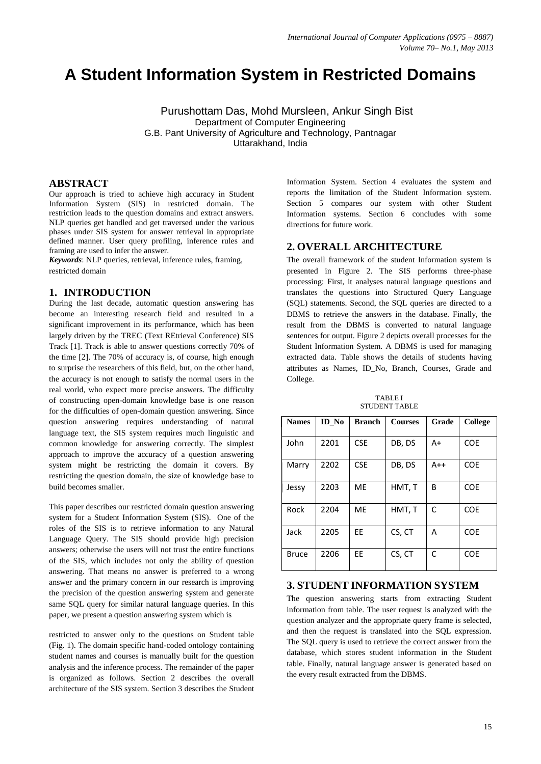# A Student Information System in Restricted Domains

Purushottam Das, Mohd Mursleen, Ankur Singh Bist
Department of Computer Engineering
G.B. Pant University of Agriculture and Technology, Pantnagar
Uttarakhand, India

## ABSTRACT

Our approach is tried to achieve high accuracy in Student Information System (SIS) in restricted domain. The restriction leads to the question domains and extract answers. NLP queries get handled and get traversed under the various phases under SIS system for answer retrieval in appropriate defined manner. User query profiling, inference rules and framing are used to infer the answer.

***Keywords***: NLP queries, retrieval, inference rules, framing, restricted domain

## 1. INTRODUCTION

During the last decade, automatic question answering has become an interesting research field and resulted in a significant improvement in its performance, which has been largely driven by the TREC (Text REtrieval Conference) SIS Track [1]. Track is able to answer questions correctly 70% of the time [2]. The 70% of accuracy is, of course, high enough to surprise the researchers of this field, but, on the other hand, the accuracy is not enough to satisfy the normal users in the real world, who expect more precise answers. The difficulty of constructing open-domain knowledge base is one reason for the difficulties of open-domain question answering. Since question answering requires understanding of natural language text, the SIS system requires much linguistic and common knowledge for answering correctly. The simplest approach to improve the accuracy of a question answering system might be restricting the domain it covers. By restricting the question domain, the size of knowledge base to build becomes smaller.

This paper describes our restricted domain question answering system for a Student Information System (SIS). One of the roles of the SIS is to retrieve information to any Natural Language Query. The SIS should provide high precision answers; otherwise the users will not trust the entire functions of the SIS, which includes not only the ability of question answering. That means no answer is preferred to a wrong answer and the primary concern in our research is improving the precision of the question answering system and generate same SQL query for similar natural language queries. In this paper, we present a question answering system which is restricted to answer only to the questions on Student table (Fig. 1). The domain specific hand-coded ontology containing student names and courses is manually built for the question analysis and the inference process. The remainder of the paper is organized as follows. Section 2 describes the overall architecture of the SIS system. Section 3 describes the Student Information System. Section 4 evaluates the system and reports the limitation of the Student Information system. Section 5 compares our system with other Student Information systems. Section 6 concludes with some directions for future work.

## 2. OVERALL ARCHITECTURE

The overall framework of the student Information system is presented in Figure 2. The SIS performs three-phase processing: First, it analyses natural language questions and translates the questions into Structured Query Language (SQL) statements. Second, the SQL queries are directed to a DBMS to retrieve the answers in the database. Finally, the result from the DBMS is converted to natural language sentences for output. Figure 2 depicts overall processes for the Student Information System. A DBMS is used for managing extracted data. Table shows the details of students having attributes as Names, ID_No, Branch, Courses, Grade and College.

TABLE I
STUDENT TABLE

| Names | ID_No | Branch | Courses | Grade | College |
|---|---|---|---|---|---|
| John | 2201 | CSE | DB, DS | A+ | COE |
| Marry | 2202 | CSE | DB, DS | A++ | COE |
| Jessy | 2203 | ME | HMT, T | B | COE |
| Rock | 2204 | ME | HMT, T | C | COE |
| Jack | 2205 | EE | CS, CT | A | COE |
| Bruce | 2206 | EE | CS, CT | C | COE |

## 3. STUDENT INFORMATION SYSTEM

The question answering starts from extracting Student information from table. The user request is analyzed with the question analyzer and the appropriate query frame is selected, and then the request is translated into the SQL expression. The SQL query is used to retrieve the correct answer from the database, which stores student information in the Student table. Finally, natural language answer is generated based on the every result extracted from the DBMS.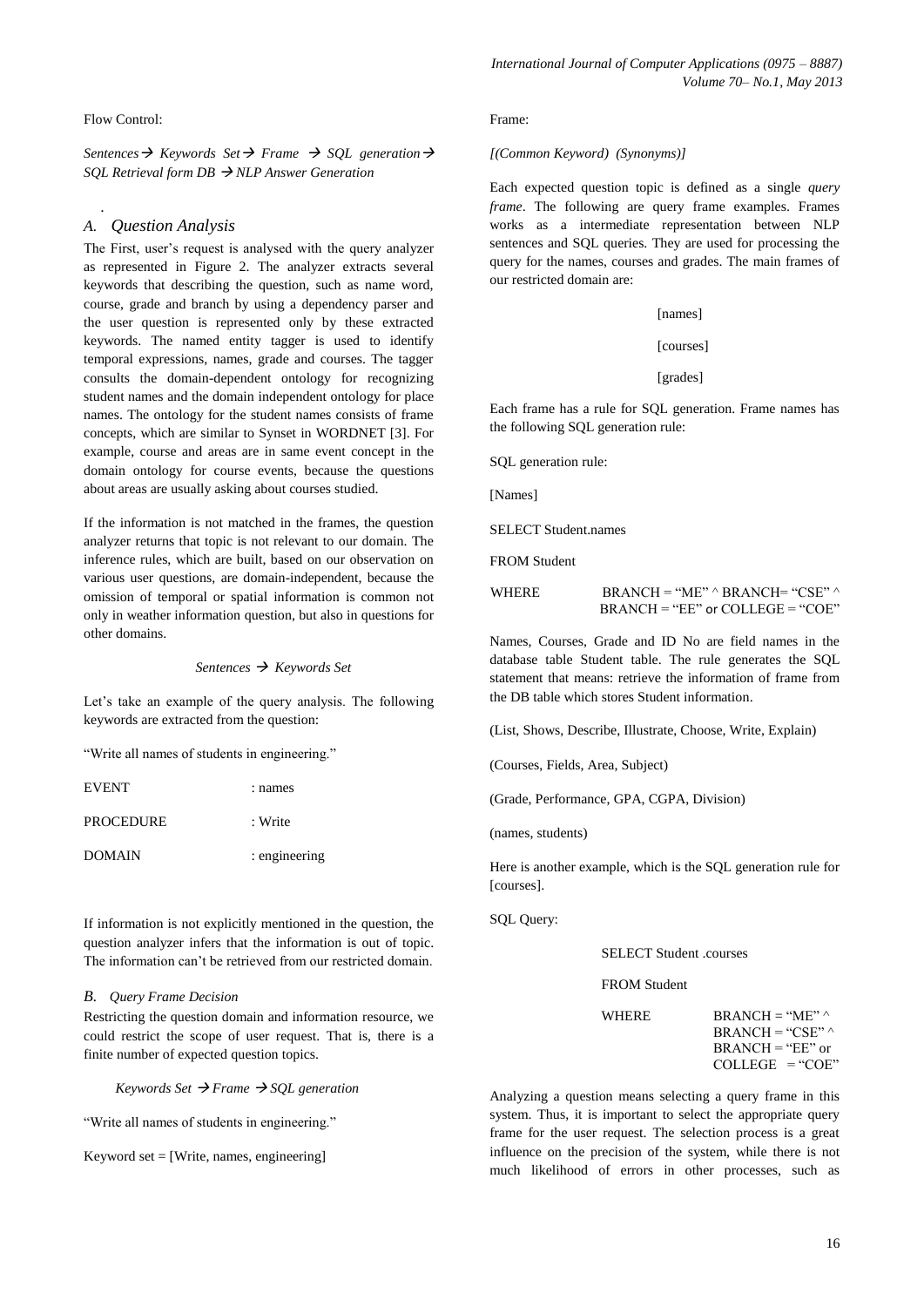Flow Control:

*Sentences → Keywords Set → Frame → SQL generation → SQL Retrieval form DB → NLP Answer Generation*

### *A. Question Analysis*

The First, user's request is analysed with the query analyzer as represented in Figure 2. The analyzer extracts several keywords that describing the question, such as name word, course, grade and branch by using a dependency parser and the user question is represented only by these extracted keywords. The named entity tagger is used to identify temporal expressions, names, grade and courses. The tagger consults the domain-dependent ontology for recognizing student names and the domain independent ontology for place names. The ontology for the student names consists of frame concepts, which are similar to Synset in WORDNET [3]. For example, course and areas are in same event concept in the domain ontology for course events, because the questions about areas are usually asking about courses studied.

If the information is not matched in the frames, the question analyzer returns that topic is not relevant to our domain. The inference rules, which are built, based on our observation on various user questions, are domain-independent, because the omission of temporal or spatial information is common not only in weather information question, but also in questions for other domains.

*Sentences → Keywords Set*

Let's take an example of the query analysis. The following keywords are extracted from the question:

"Write all names of students in engineering."

| | |
|---|---|
| EVENT | : names |
| PROCEDURE | : Write |
| DOMAIN | : engineering |

If information is not explicitly mentioned in the question, the question analyzer infers that the information is out of topic. The information can't be retrieved from our restricted domain.

### *B. Query Frame Decision*

Restricting the question domain and information resource, we could restrict the scope of user request. That is, there is a finite number of expected question topics.

*Keywords Set → Frame → SQL generation*

"Write all names of students in engineering."

Keyword set = [Write, names, engineering]

Frame:

*[(Common Keyword) (Synonyms)]*

Each expected question topic is defined as a single *query frame*. The following are query frame examples. Frames works as a intermediate representation between NLP sentences and SQL queries. They are used for processing the query for the names, courses and grades. The main frames of our restricted domain are:

[names]

[courses]

[grades]

Each frame has a rule for SQL generation. Frame names has the following SQL generation rule:

SQL generation rule:

[Names]

```
SELECT Student.names
FROM Student
WHERE     BRANCH = "ME" ^ BRANCH= "CSE" ^
          BRANCH = "EE" or COLLEGE = "COE"
```

Names, Courses, Grade and ID No are field names in the database table Student table. The rule generates the SQL statement that means: retrieve the information of frame from the DB table which stores Student information.

(List, Shows, Describe, Illustrate, Choose, Write, Explain)

(Courses, Fields, Area, Subject)

(Grade, Performance, GPA, CGPA, Division)

(names, students)

Here is another example, which is the SQL generation rule for [courses].

SQL Query:

```
SELECT Student .courses
FROM Student
WHERE     BRANCH = "ME" ^
          BRANCH = "CSE" ^
          BRANCH = "EE" or
          COLLEGE = "COE"
```

Analyzing a question means selecting a query frame in this system. Thus, it is important to select the appropriate query frame for the user request. The selection process is a great influence on the precision of the system, while there is not much likelihood of errors in other processes, such as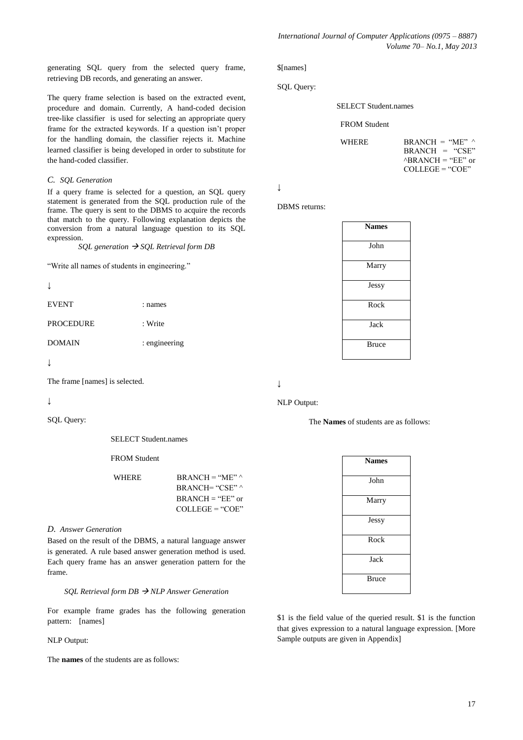generating SQL query from the selected query frame, retrieving DB records, and generating an answer.

The query frame selection is based on the extracted event, procedure and domain. Currently, A hand-coded decision tree-like classifier is used for selecting an appropriate query frame for the extracted keywords. If a question isn't proper for the handling domain, the classifier rejects it. Machine learned classifier is being developed in order to substitute for the hand-coded classifier.

### *C. SQL Generation*

If a query frame is selected for a question, an SQL query statement is generated from the SQL production rule of the frame. The query is sent to the DBMS to acquire the records that match to the query. Following explanation depicts the conversion from a natural language question to its SQL expression.

*SQL generation → SQL Retrieval form DB*

"Write all names of students in engineering."

↓

EVENT : names

PROCEDURE : Write

DOMAIN : engineering

↓

The frame [names] is selected.

↓

SQL Query:

```
SELECT Student.names
FROM Student
WHERE        BRANCH = "ME" ^
             BRANCH= "CSE" ^
             BRANCH = "EE" or
             COLLEGE = "COE"
```

### *D. Answer Generation*

Based on the result of the DBMS, a natural language answer is generated. A rule based answer generation method is used. Each query frame has an answer generation pattern for the frame.

*SQL Retrieval form DB → NLP Answer Generation*

For example frame grades has the following generation pattern: [names]

NLP Output:

The **names** of the students are as follows:

$[names]

SQL Query:

```
SELECT Student.names
FROM Student
WHERE        BRANCH = "ME" ^
             BRANCH = "CSE"
             ^BRANCH = "EE" or
             COLLEGE = "COE"
```

↓

DBMS returns:

| **Names** |
|---|
| John |
| Marry |
| Jessy |
| Rock |
| Jack |
| Bruce |

↓

NLP Output:

The **Names** of students are as follows:

| **Names** |
|---|
| John |
| Marry |
| Jessy |
| Rock |
| Jack |
| Bruce |

$1 is the field value of the queried result. $1 is the function that gives expression to a natural language expression. [More Sample outputs are given in Appendix]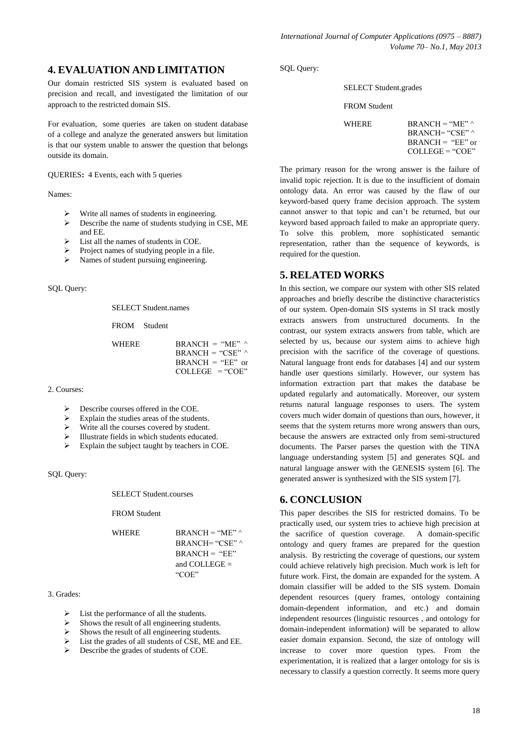## 4. EVALUATION AND LIMITATION

Our domain restricted SIS system is evaluated based on precision and recall, and investigated the limitation of our approach to the restricted domain SIS.

For evaluation, some queries are taken on student database of a college and analyze the generated answers but limitation is that our system unable to answer the question that belongs outside its domain.

QUERIES**:** 4 Events, each with 5 queries

Names:

- Write all names of students in engineering.
- Describe the name of students studying in CSE, ME and EE.
- List all the names of students in COE.
- Project names of studying people in a file.
- Names of student pursuing engineering.

SQL Query:

```
SELECT Student.names
FROM   Student
WHERE       BRANCH = "ME" ^
            BRANCH = "CSE" ^
            BRANCH = "EE" or
            COLLEGE = "COE"
```

2. Courses:

- Describe courses offered in the COE.
- Explain the studies areas of the students.
- Write all the courses covered by student.
- Illustrate fields in which students educated.
- Explain the subject taught by teachers in COE.

SQL Query:

```
SELECT Student.courses
FROM Student
WHERE       BRANCH = "ME" ^
            BRANCH= "CSE" ^
            BRANCH = "EE"
            and COLLEGE =
            "COE"
```

3. Grades:

- List the performance of all the students.
- Shows the result of all engineering students.
- Shows the result of all engineering students.
- List the grades of all students of CSE, ME and EE.
- Describe the grades of students of COE.

SQL Query:

```
SELECT Student.grades
FROM Student
WHERE       BRANCH = "ME" ^
            BRANCH= "CSE" ^
            BRANCH = "EE" or
            COLLEGE = "COE"
```

The primary reason for the wrong answer is the failure of invalid topic rejection. It is due to the insufficient of domain ontology data. An error was caused by the flaw of our keyword-based query frame decision approach. The system cannot answer to that topic and can't be returned, but our keyword based approach failed to make an appropriate query. To solve this problem, more sophisticated semantic representation, rather than the sequence of keywords, is required for the question.

## 5. RELATED WORKS

In this section, we compare our system with other SIS related approaches and briefly describe the distinctive characteristics of our system. Open-domain SIS systems in SI track mostly extracts answers from unstructured documents. In the contrast, our system extracts answers from table, which are selected by us, because our system aims to achieve high precision with the sacrifice of the coverage of questions. Natural language front ends for databases [4] and our system handle user questions similarly. However, our system has information extraction part that makes the database be updated regularly and automatically. Moreover, our system returns natural language responses to users. The system covers much wider domain of questions than ours, however, it seems that the system returns more wrong answers than ours, because the answers are extracted only from semi-structured documents. The Parser parses the question with the TINA language understanding system [5] and generates SQL and natural language answer with the GENESIS system [6]. The generated answer is synthesized with the SIS system [7].

## 6. CONCLUSION

This paper describes the SIS for restricted domains. To be practically used, our system tries to achieve high precision at the sacrifice of question coverage. A domain-specific ontology and query frames are prepared for the question analysis. By restricting the coverage of questions, our system could achieve relatively high precision. Much work is left for future work. First, the domain are expanded for the system. A domain classifier will be added to the SIS system. Domain dependent resources (query frames, ontology containing domain-dependent information, and etc.) and domain independent resources (linguistic resources , and ontology for domain-independent information) will be separated to allow easier domain expansion. Second, the size of ontology will increase to cover more question types. From the experimentation, it is realized that a larger ontology for sis is necessary to classify a question correctly. It seems more query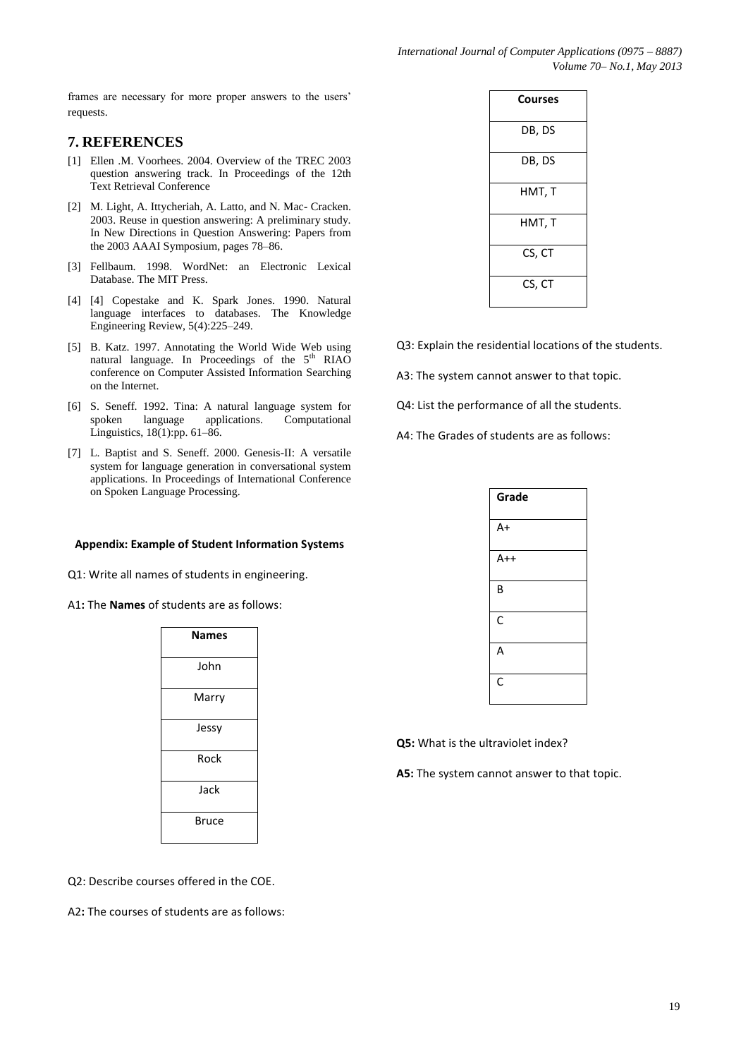frames are necessary for more proper answers to the users' requests.

## 7. REFERENCES

[1] Ellen .M. Voorhees. 2004. Overview of the TREC 2003 question answering track. In Proceedings of the 12th Text Retrieval Conference

[2] M. Light, A. Ittycheriah, A. Latto, and N. Mac- Cracken. 2003. Reuse in question answering: A preliminary study. In New Directions in Question Answering: Papers from the 2003 AAAI Symposium, pages 78–86.

[3] Fellbaum. 1998. WordNet: an Electronic Lexical Database. The MIT Press.

[4] [4] Copestake and K. Spark Jones. 1990. Natural language interfaces to databases. The Knowledge Engineering Review, 5(4):225–249.

[5] B. Katz. 1997. Annotating the World Wide Web using natural language. In Proceedings of the 5th RIAO conference on Computer Assisted Information Searching on the Internet.

[6] S. Seneff. 1992. Tina: A natural language system for spoken language applications. Computational Linguistics, 18(1):pp. 61–86.

[7] L. Baptist and S. Seneff. 2000. Genesis-II: A versatile system for language generation in conversational system applications. In Proceedings of International Conference on Spoken Language Processing.

**Appendix: Example of Student Information Systems**

Q1: Write all names of students in engineering.

A1**:** The **Names** of students are as follows:

| **Names** |
|---|
| John |
| Marry |
| Jessy |
| Rock |
| Jack |
| Bruce |

Q2: Describe courses offered in the COE.

A2**:** The courses of students are as follows:

| **Courses** |
|---|
| DB, DS |
| DB, DS |
| HMT, T |
| HMT, T |
| CS, CT |
| CS, CT |

Q3: Explain the residential locations of the students.

A3: The system cannot answer to that topic.

Q4: List the performance of all the students.

A4: The Grades of students are as follows:

| **Grade** |
|---|
| A+ |
| A++ |
| B |
| C |
| A |
| C |

**Q5:** What is the ultraviolet index?

**A5:** The system cannot answer to that topic.